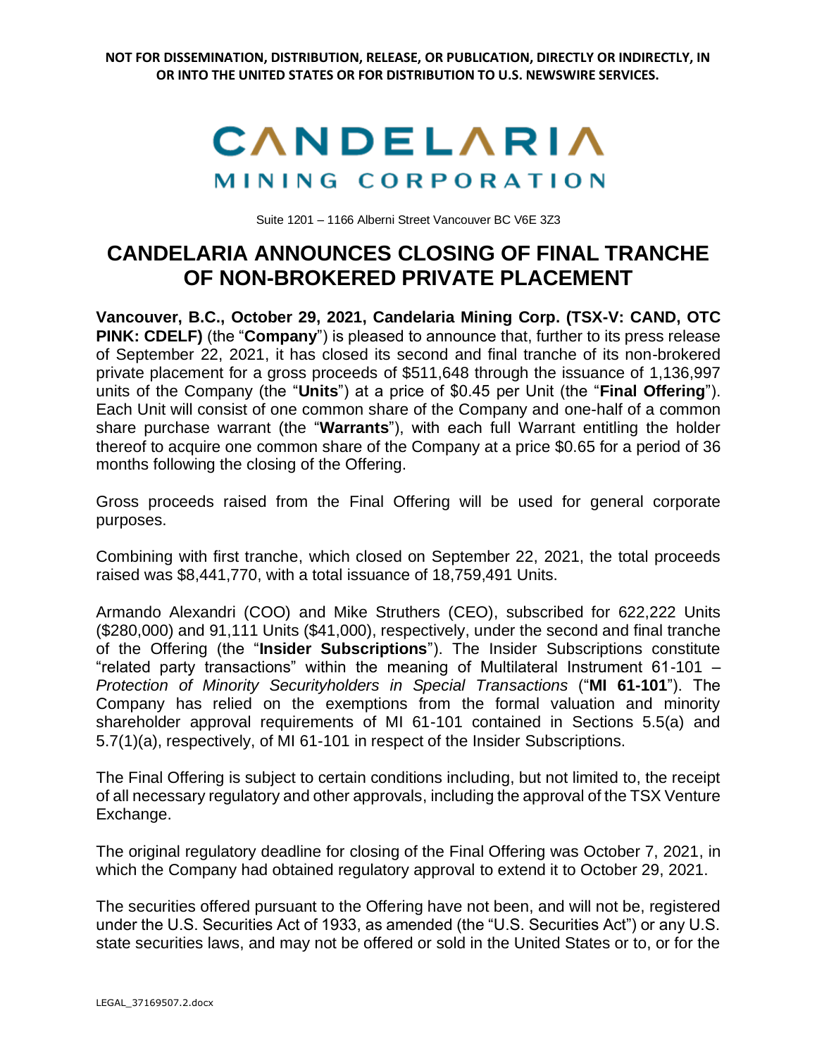**NOT FOR DISSEMINATION, DISTRIBUTION, RELEASE, OR PUBLICATION, DIRECTLY OR INDIRECTLY, IN OR INTO THE UNITED STATES OR FOR DISTRIBUTION TO U.S. NEWSWIRE SERVICES.**

CANDELARIA
MINING CORPORATION

Suite 1201 – 1166 Alberni Street Vancouver BC V6E 3Z3

# CANDELARIA ANNOUNCES CLOSING OF FINAL TRANCHE OF NON-BROKERED PRIVATE PLACEMENT

**Vancouver, B.C., October 29, 2021, Candelaria Mining Corp. (TSX-V: CAND, OTC PINK: CDELF)** (the "**Company**") is pleased to announce that, further to its press release of September 22, 2021, it has closed its second and final tranche of its non-brokered private placement for a gross proceeds of $511,648 through the issuance of 1,136,997 units of the Company (the "**Units**") at a price of $0.45 per Unit (the "**Final Offering**"). Each Unit will consist of one common share of the Company and one-half of a common share purchase warrant (the "**Warrants**"), with each full Warrant entitling the holder thereof to acquire one common share of the Company at a price $0.65 for a period of 36 months following the closing of the Offering.

Gross proceeds raised from the Final Offering will be used for general corporate purposes.

Combining with first tranche, which closed on September 22, 2021, the total proceeds raised was $8,441,770, with a total issuance of 18,759,491 Units.

Armando Alexandri (COO) and Mike Struthers (CEO), subscribed for 622,222 Units ($280,000) and 91,111 Units ($41,000), respectively, under the second and final tranche of the Offering (the "**Insider Subscriptions**"). The Insider Subscriptions constitute "related party transactions" within the meaning of Multilateral Instrument 61-101 – *Protection of Minority Securityholders in Special Transactions* ("**MI 61-101**"). The Company has relied on the exemptions from the formal valuation and minority shareholder approval requirements of MI 61-101 contained in Sections 5.5(a) and 5.7(1)(a), respectively, of MI 61-101 in respect of the Insider Subscriptions.

The Final Offering is subject to certain conditions including, but not limited to, the receipt of all necessary regulatory and other approvals, including the approval of the TSX Venture Exchange.

The original regulatory deadline for closing of the Final Offering was October 7, 2021, in which the Company had obtained regulatory approval to extend it to October 29, 2021.

The securities offered pursuant to the Offering have not been, and will not be, registered under the U.S. Securities Act of 1933, as amended (the "U.S. Securities Act") or any U.S. state securities laws, and may not be offered or sold in the United States or to, or for the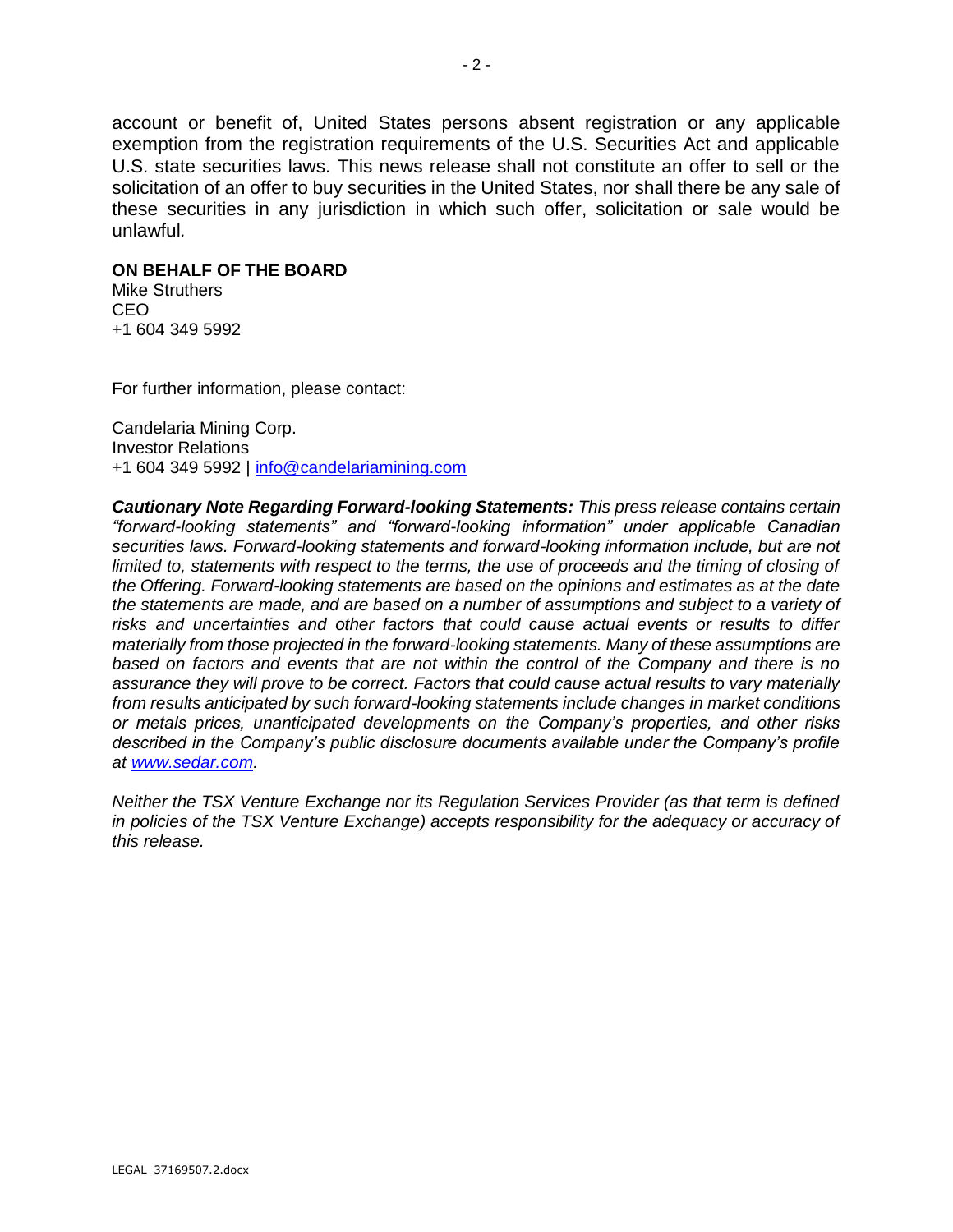account or benefit of, United States persons absent registration or any applicable exemption from the registration requirements of the U.S. Securities Act and applicable U.S. state securities laws. This news release shall not constitute an offer to sell or the solicitation of an offer to buy securities in the United States, nor shall there be any sale of these securities in any jurisdiction in which such offer, solicitation or sale would be unlawful.

**ON BEHALF OF THE BOARD**
Mike Struthers
CEO
+1 604 349 5992

For further information, please contact:

Candelaria Mining Corp.
Investor Relations
+1 604 349 5992 | info@candelariamining.com

***Cautionary Note Regarding Forward-looking Statements:*** *This press release contains certain "forward-looking statements" and "forward-looking information" under applicable Canadian securities laws. Forward-looking statements and forward-looking information include, but are not limited to, statements with respect to the terms, the use of proceeds and the timing of closing of the Offering. Forward-looking statements are based on the opinions and estimates as at the date the statements are made, and are based on a number of assumptions and subject to a variety of risks and uncertainties and other factors that could cause actual events or results to differ materially from those projected in the forward-looking statements. Many of these assumptions are based on factors and events that are not within the control of the Company and there is no assurance they will prove to be correct. Factors that could cause actual results to vary materially from results anticipated by such forward-looking statements include changes in market conditions or metals prices, unanticipated developments on the Company's properties, and other risks described in the Company's public disclosure documents available under the Company's profile at www.sedar.com.*

*Neither the TSX Venture Exchange nor its Regulation Services Provider (as that term is defined in policies of the TSX Venture Exchange) accepts responsibility for the adequacy or accuracy of this release.*

LEGAL_37169507.2.docx